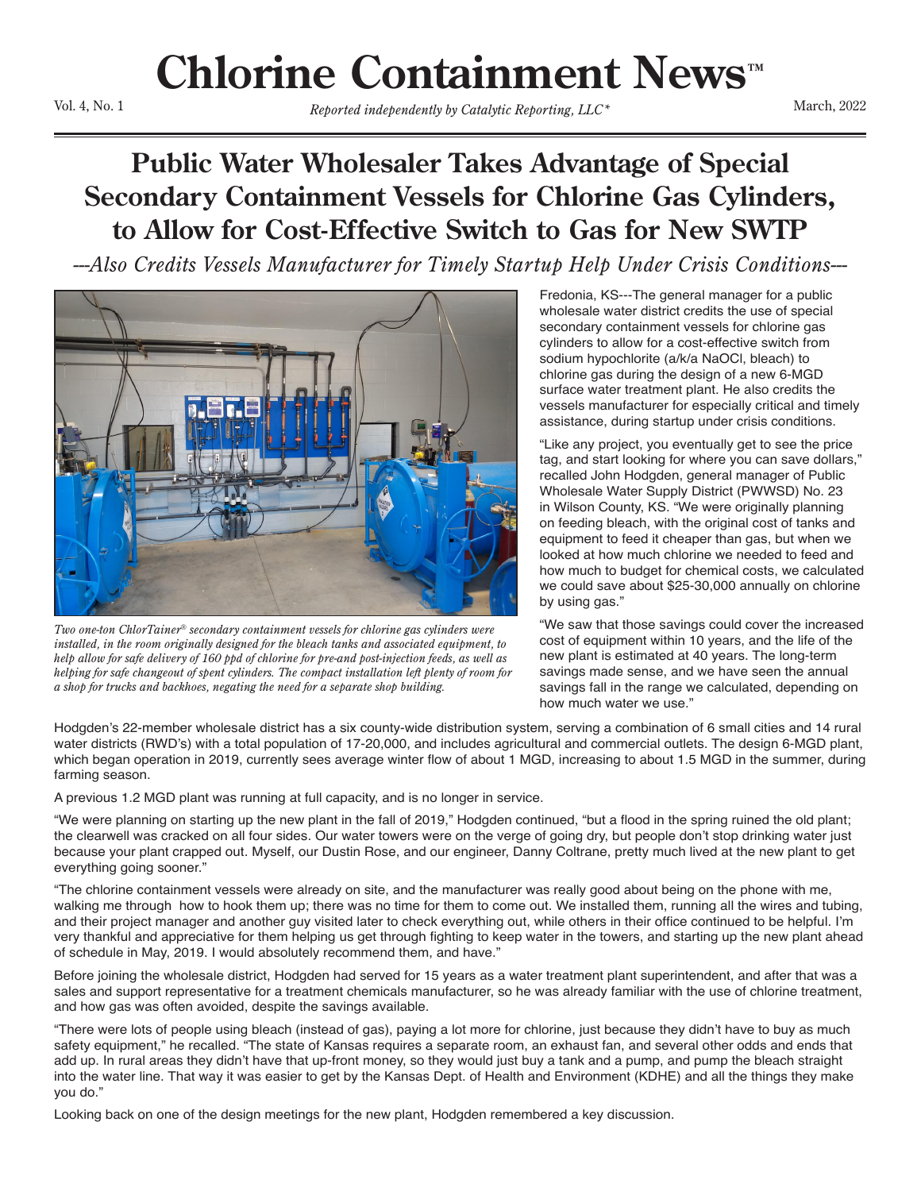# Chlorine Containment News™

Vol. 4, No. 1 — *Reported independently by Catalytic Reporting, LLC\** — March, 2022

## Public Water Wholesaler Takes Advantage of Special Secondary Containment Vessels for Chlorine Gas Cylinders, to Allow for Cost-Effective Switch to Gas for New SWTP

*---Also Credits Vessels Manufacturer for Timely Startup Help Under Crisis Conditions---*

*Two one-ton ChlorTainer® secondary containment vessels for chlorine gas cylinders were installed, in the room originally designed for the bleach tanks and associated equipment, to help allow for safe delivery of 160 ppd of chlorine for pre-and post-injection feeds, as well as helping for safe changeout of spent cylinders. The compact installation left plenty of room for a shop for trucks and backhoes, negating the need for a separate shop building.*

Fredonia, KS---The general manager for a public wholesale water district credits the use of special secondary containment vessels for chlorine gas cylinders to allow for a cost-effective switch from sodium hypochlorite (a/k/a NaOCl, bleach) to chlorine gas during the design of a new 6-MGD surface water treatment plant. He also credits the vessels manufacturer for especially critical and timely assistance, during startup under crisis conditions.

"Like any project, you eventually get to see the price tag, and start looking for where you can save dollars," recalled John Hodgden, general manager of Public Wholesale Water Supply District (PWWSD) No. 23 in Wilson County, KS. "We were originally planning on feeding bleach, with the original cost of tanks and equipment to feed it cheaper than gas, but when we looked at how much chlorine we needed to feed and how much to budget for chemical costs, we calculated we could save about $25-30,000 annually on chlorine by using gas."

"We saw that those savings could cover the increased cost of equipment within 10 years, and the life of the new plant is estimated at 40 years. The long-term savings made sense, and we have seen the annual savings fall in the range we calculated, depending on how much water we use."

Hodgden's 22-member wholesale district has a six county-wide distribution system, serving a combination of 6 small cities and 14 rural water districts (RWD's) with a total population of 17-20,000, and includes agricultural and commercial outlets. The design 6-MGD plant, which began operation in 2019, currently sees average winter flow of about 1 MGD, increasing to about 1.5 MGD in the summer, during farming season.

A previous 1.2 MGD plant was running at full capacity, and is no longer in service.

"We were planning on starting up the new plant in the fall of 2019," Hodgden continued, "but a flood in the spring ruined the old plant; the clearwell was cracked on all four sides. Our water towers were on the verge of going dry, but people don't stop drinking water just because your plant crapped out. Myself, our Dustin Rose, and our engineer, Danny Coltrane, pretty much lived at the new plant to get everything going sooner."

"The chlorine containment vessels were already on site, and the manufacturer was really good about being on the phone with me, walking me through how to hook them up; there was no time for them to come out. We installed them, running all the wires and tubing, and their project manager and another guy visited later to check everything out, while others in their office continued to be helpful. I'm very thankful and appreciative for them helping us get through fighting to keep water in the towers, and starting up the new plant ahead of schedule in May, 2019. I would absolutely recommend them, and have."

Before joining the wholesale district, Hodgden had served for 15 years as a water treatment plant superintendent, and after that was a sales and support representative for a treatment chemicals manufacturer, so he was already familiar with the use of chlorine treatment, and how gas was often avoided, despite the savings available.

"There were lots of people using bleach (instead of gas), paying a lot more for chlorine, just because they didn't have to buy as much safety equipment," he recalled. "The state of Kansas requires a separate room, an exhaust fan, and several other odds and ends that add up. In rural areas they didn't have that up-front money, so they would just buy a tank and a pump, and pump the bleach straight into the water line. That way it was easier to get by the Kansas Dept. of Health and Environment (KDHE) and all the things they make you do."

Looking back on one of the design meetings for the new plant, Hodgden remembered a key discussion.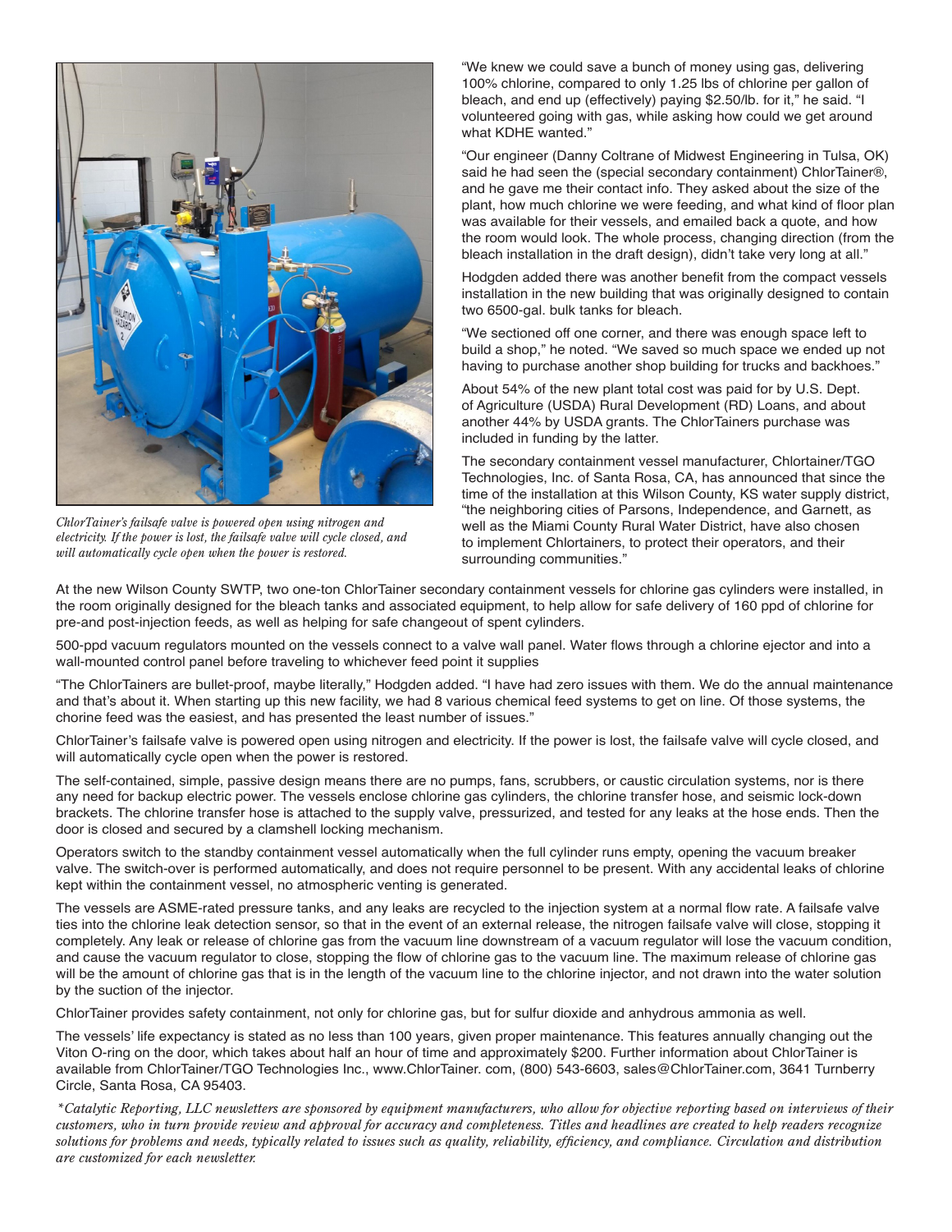*ChlorTainer's failsafe valve is powered open using nitrogen and electricity. If the power is lost, the failsafe valve will cycle closed, and will automatically cycle open when the power is restored.*

"We knew we could save a bunch of money using gas, delivering 100% chlorine, compared to only 1.25 lbs of chlorine per gallon of bleach, and end up (effectively) paying $2.50/lb. for it," he said. "I volunteered going with gas, while asking how could we get around what KDHE wanted."

"Our engineer (Danny Coltrane of Midwest Engineering in Tulsa, OK) said he had seen the (special secondary containment) ChlorTainer®, and he gave me their contact info. They asked about the size of the plant, how much chlorine we were feeding, and what kind of floor plan was available for their vessels, and emailed back a quote, and how the room would look. The whole process, changing direction (from the bleach installation in the draft design), didn't take very long at all."

Hodgden added there was another benefit from the compact vessels installation in the new building that was originally designed to contain two 6500-gal. bulk tanks for bleach.

"We sectioned off one corner, and there was enough space left to build a shop," he noted. "We saved so much space we ended up not having to purchase another shop building for trucks and backhoes."

About 54% of the new plant total cost was paid for by U.S. Dept. of Agriculture (USDA) Rural Development (RD) Loans, and about another 44% by USDA grants. The ChlorTainers purchase was included in funding by the latter.

The secondary containment vessel manufacturer, Chlortainer/TGO Technologies, Inc. of Santa Rosa, CA, has announced that since the time of the installation at this Wilson County, KS water supply district, "the neighboring cities of Parsons, Independence, and Garnett, as well as the Miami County Rural Water District, have also chosen to implement Chlortainers, to protect their operators, and their surrounding communities."

At the new Wilson County SWTP, two one-ton ChlorTainer secondary containment vessels for chlorine gas cylinders were installed, in the room originally designed for the bleach tanks and associated equipment, to help allow for safe delivery of 160 ppd of chlorine for pre-and post-injection feeds, as well as helping for safe changeout of spent cylinders.

500-ppd vacuum regulators mounted on the vessels connect to a valve wall panel. Water flows through a chlorine ejector and into a wall-mounted control panel before traveling to whichever feed point it supplies

"The ChlorTainers are bullet-proof, maybe literally," Hodgden added. "I have had zero issues with them. We do the annual maintenance and that's about it. When starting up this new facility, we had 8 various chemical feed systems to get on line. Of those systems, the chorine feed was the easiest, and has presented the least number of issues."

ChlorTainer's failsafe valve is powered open using nitrogen and electricity. If the power is lost, the failsafe valve will cycle closed, and will automatically cycle open when the power is restored.

The self-contained, simple, passive design means there are no pumps, fans, scrubbers, or caustic circulation systems, nor is there any need for backup electric power. The vessels enclose chlorine gas cylinders, the chlorine transfer hose, and seismic lock-down brackets. The chlorine transfer hose is attached to the supply valve, pressurized, and tested for any leaks at the hose ends. Then the door is closed and secured by a clamshell locking mechanism.

Operators switch to the standby containment vessel automatically when the full cylinder runs empty, opening the vacuum breaker valve. The switch-over is performed automatically, and does not require personnel to be present. With any accidental leaks of chlorine kept within the containment vessel, no atmospheric venting is generated.

The vessels are ASME-rated pressure tanks, and any leaks are recycled to the injection system at a normal flow rate. A failsafe valve ties into the chlorine leak detection sensor, so that in the event of an external release, the nitrogen failsafe valve will close, stopping it completely. Any leak or release of chlorine gas from the vacuum line downstream of a vacuum regulator will lose the vacuum condition, and cause the vacuum regulator to close, stopping the flow of chlorine gas to the vacuum line. The maximum release of chlorine gas will be the amount of chlorine gas that is in the length of the vacuum line to the chlorine injector, and not drawn into the water solution by the suction of the injector.

ChlorTainer provides safety containment, not only for chlorine gas, but for sulfur dioxide and anhydrous ammonia as well.

The vessels' life expectancy is stated as no less than 100 years, given proper maintenance. This features annually changing out the Viton O-ring on the door, which takes about half an hour of time and approximately $200. Further information about ChlorTainer is available from ChlorTainer/TGO Technologies Inc., www.ChlorTainer. com, (800) 543-6603, sales@ChlorTainer.com, 3641 Turnberry Circle, Santa Rosa, CA 95403.

*\*Catalytic Reporting, LLC newsletters are sponsored by equipment manufacturers, who allow for objective reporting based on interviews of their customers, who in turn provide review and approval for accuracy and completeness. Titles and headlines are created to help readers recognize solutions for problems and needs, typically related to issues such as quality, reliability, efficiency, and compliance. Circulation and distribution are customized for each newsletter.*